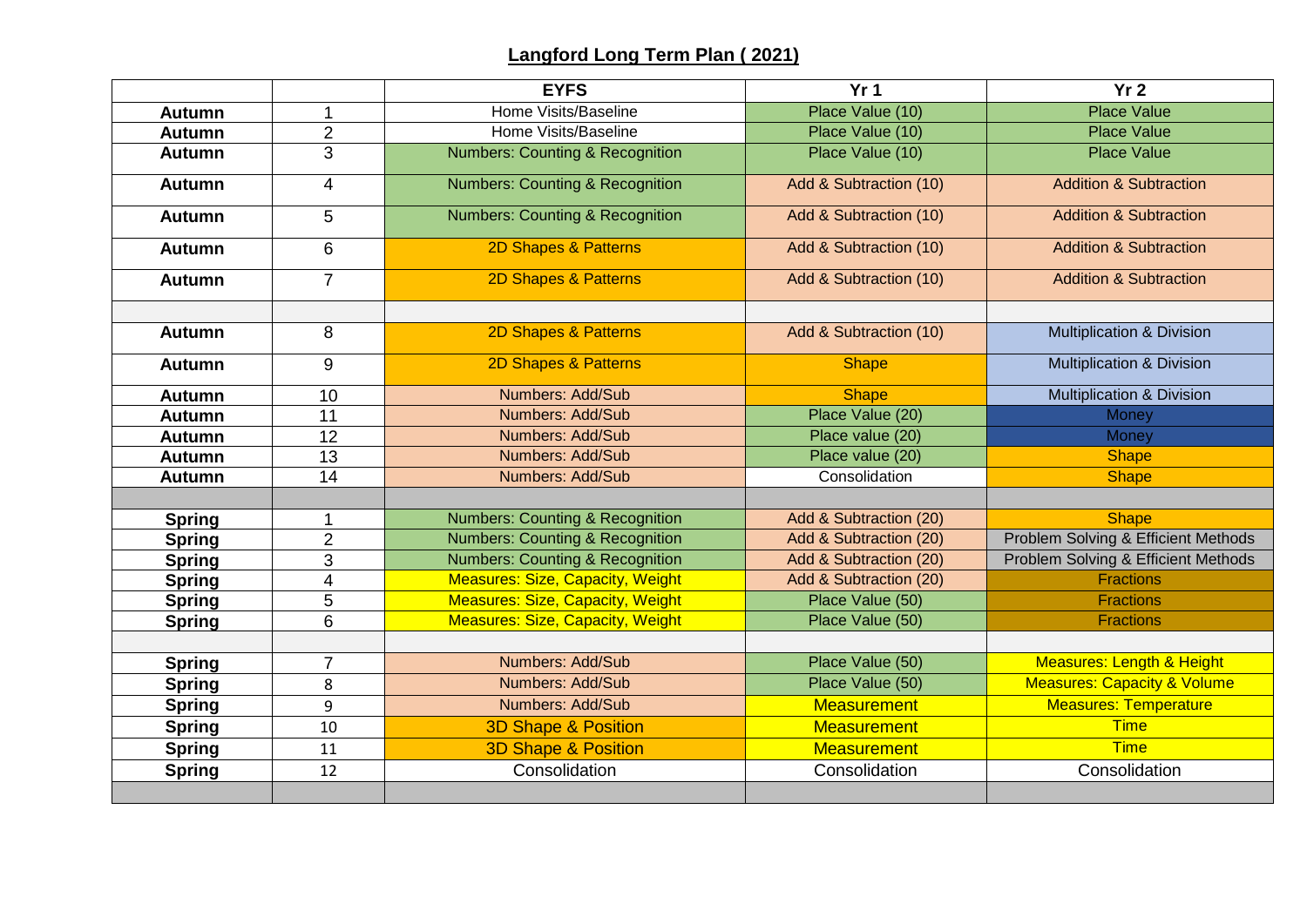# Langford Long Term Plan ( 2021)

| | | EYFS | Yr 1 | Yr 2 |
|---|---|---|---|---|
| Autumn | 1 | Home Visits/Baseline | Place Value (10) | Place Value |
| Autumn | 2 | Home Visits/Baseline | Place Value (10) | Place Value |
| Autumn | 3 | Numbers: Counting & Recognition | Place Value (10) | Place Value |
| Autumn | 4 | Numbers: Counting & Recognition | Add & Subtraction (10) | Addition & Subtraction |
| Autumn | 5 | Numbers: Counting & Recognition | Add & Subtraction (10) | Addition & Subtraction |
| Autumn | 6 | 2D Shapes & Patterns | Add & Subtraction (10) | Addition & Subtraction |
| Autumn | 7 | 2D Shapes & Patterns | Add & Subtraction (10) | Addition & Subtraction |
| | | | | |
| Autumn | 8 | 2D Shapes & Patterns | Add & Subtraction (10) | Multiplication & Division |
| Autumn | 9 | 2D Shapes & Patterns | Shape | Multiplication & Division |
| Autumn | 10 | Numbers: Add/Sub | Shape | Multiplication & Division |
| Autumn | 11 | Numbers: Add/Sub | Place Value (20) | Money |
| Autumn | 12 | Numbers: Add/Sub | Place value (20) | Money |
| Autumn | 13 | Numbers: Add/Sub | Place value (20) | Shape |
| Autumn | 14 | Numbers: Add/Sub | Consolidation | Shape |
| | | | | |
| Spring | 1 | Numbers: Counting & Recognition | Add & Subtraction (20) | Shape |
| Spring | 2 | Numbers: Counting & Recognition | Add & Subtraction (20) | Problem Solving & Efficient Methods |
| Spring | 3 | Numbers: Counting & Recognition | Add & Subtraction (20) | Problem Solving & Efficient Methods |
| Spring | 4 | Measures: Size, Capacity, Weight | Add & Subtraction (20) | Fractions |
| Spring | 5 | Measures: Size, Capacity, Weight | Place Value (50) | Fractions |
| Spring | 6 | Measures: Size, Capacity, Weight | Place Value (50) | Fractions |
| | | | | |
| Spring | 7 | Numbers: Add/Sub | Place Value (50) | Measures: Length & Height |
| Spring | 8 | Numbers: Add/Sub | Place Value (50) | Measures: Capacity & Volume |
| Spring | 9 | Numbers: Add/Sub | Measurement | Measures: Temperature |
| Spring | 10 | 3D Shape & Position | Measurement | Time |
| Spring | 11 | 3D Shape & Position | Measurement | Time |
| Spring | 12 | Consolidation | Consolidation | Consolidation |
| | | | | |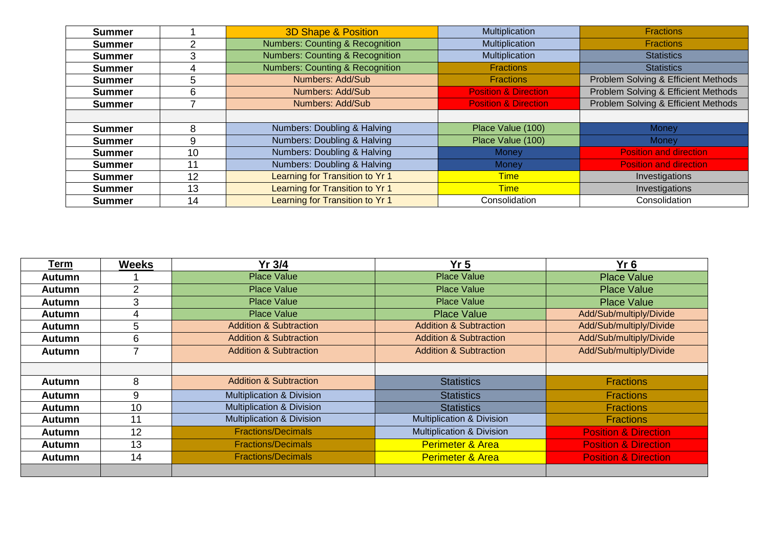| | | | | |
|---|---|---|---|---|
| **Summer** | 1 | 3D Shape & Position | Multiplication | Fractions |
| **Summer** | 2 | Numbers: Counting & Recognition | Multiplication | Fractions |
| **Summer** | 3 | Numbers: Counting & Recognition | Multiplication | Statistics |
| **Summer** | 4 | Numbers: Counting & Recognition | Fractions | Statistics |
| **Summer** | 5 | Numbers: Add/Sub | Fractions | Problem Solving & Efficient Methods |
| **Summer** | 6 | Numbers: Add/Sub | Position & Direction | Problem Solving & Efficient Methods |
| **Summer** | 7 | Numbers: Add/Sub | Position & Direction | Problem Solving & Efficient Methods |
| | | | | |
| **Summer** | 8 | Numbers: Doubling & Halving | Place Value (100) | Money |
| **Summer** | 9 | Numbers: Doubling & Halving | Place Value (100) | Money |
| **Summer** | 10 | Numbers: Doubling & Halving | Money | Position and direction |
| **Summer** | 11 | Numbers: Doubling & Halving | Money | Position and direction |
| **Summer** | 12 | Learning for Transition to Yr 1 | Time | Investigations |
| **Summer** | 13 | Learning for Transition to Yr 1 | Time | Investigations |
| **Summer** | 14 | Learning for Transition to Yr 1 | Consolidation | Consolidation |

| **Term** | **Weeks** | **Yr 3/4** | **Yr 5** | **Yr 6** |
|---|---|---|---|---|
| **Autumn** | 1 | Place Value | Place Value | Place Value |
| **Autumn** | 2 | Place Value | Place Value | Place Value |
| **Autumn** | 3 | Place Value | Place Value | Place Value |
| **Autumn** | 4 | Place Value | Place Value | Add/Sub/multiply/Divide |
| **Autumn** | 5 | Addition & Subtraction | Addition & Subtraction | Add/Sub/multiply/Divide |
| **Autumn** | 6 | Addition & Subtraction | Addition & Subtraction | Add/Sub/multiply/Divide |
| **Autumn** | 7 | Addition & Subtraction | Addition & Subtraction | Add/Sub/multiply/Divide |
| | | | | |
| **Autumn** | 8 | Addition & Subtraction | Statistics | Fractions |
| **Autumn** | 9 | Multiplication & Division | Statistics | Fractions |
| **Autumn** | 10 | Multiplication & Division | Statistics | Fractions |
| **Autumn** | 11 | Multiplication & Division | Multiplication & Division | Fractions |
| **Autumn** | 12 | Fractions/Decimals | Multiplication & Division | Position & Direction |
| **Autumn** | 13 | Fractions/Decimals | Perimeter & Area | Position & Direction |
| **Autumn** | 14 | Fractions/Decimals | Perimeter & Area | Position & Direction |
| | | | | |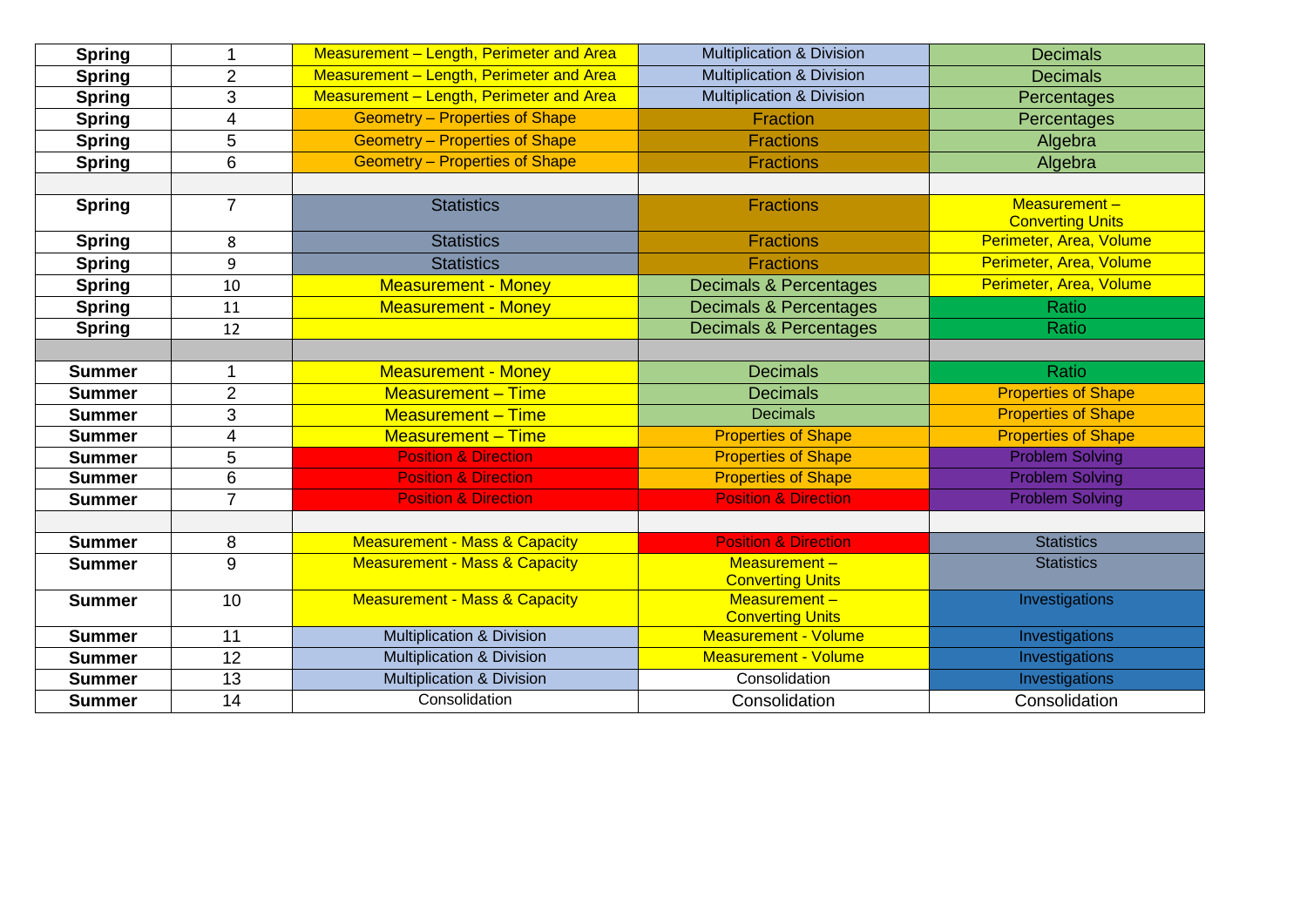| Spring | 1 | Measurement – Length, Perimeter and Area | Multiplication & Division | Decimals |
|---|---|---|---|---|
| **Spring** | 2 | Measurement – Length, Perimeter and Area | Multiplication & Division | Decimals |
| **Spring** | 3 | Measurement – Length, Perimeter and Area | Multiplication & Division | Percentages |
| **Spring** | 4 | Geometry – Properties of Shape | Fraction | Percentages |
| **Spring** | 5 | Geometry – Properties of Shape | Fractions | Algebra |
| **Spring** | 6 | Geometry – Properties of Shape | Fractions | Algebra |
| | | | | |
| **Spring** | 7 | Statistics | Fractions | Measurement – Converting Units |
| **Spring** | 8 | Statistics | Fractions | Perimeter, Area, Volume |
| **Spring** | 9 | Statistics | Fractions | Perimeter, Area, Volume |
| **Spring** | 10 | Measurement - Money | Decimals & Percentages | Perimeter, Area, Volume |
| **Spring** | 11 | Measurement - Money | Decimals & Percentages | Ratio |
| **Spring** | 12 | | Decimals & Percentages | Ratio |
| | | | | |
| **Summer** | 1 | Measurement - Money | Decimals | Ratio |
| **Summer** | 2 | Measurement – Time | Decimals | Properties of Shape |
| **Summer** | 3 | Measurement – Time | Decimals | Properties of Shape |
| **Summer** | 4 | Measurement – Time | Properties of Shape | Properties of Shape |
| **Summer** | 5 | Position & Direction | Properties of Shape | Problem Solving |
| **Summer** | 6 | Position & Direction | Properties of Shape | Problem Solving |
| **Summer** | 7 | Position & Direction | Position & Direction | Problem Solving |
| | | | | |
| **Summer** | 8 | Measurement - Mass & Capacity | Position & Direction | Statistics |
| **Summer** | 9 | Measurement - Mass & Capacity | Measurement – Converting Units | Statistics |
| **Summer** | 10 | Measurement - Mass & Capacity | Measurement – Converting Units | Investigations |
| **Summer** | 11 | Multiplication & Division | Measurement - Volume | Investigations |
| **Summer** | 12 | Multiplication & Division | Measurement - Volume | Investigations |
| **Summer** | 13 | Multiplication & Division | Consolidation | Investigations |
| **Summer** | 14 | Consolidation | Consolidation | Consolidation |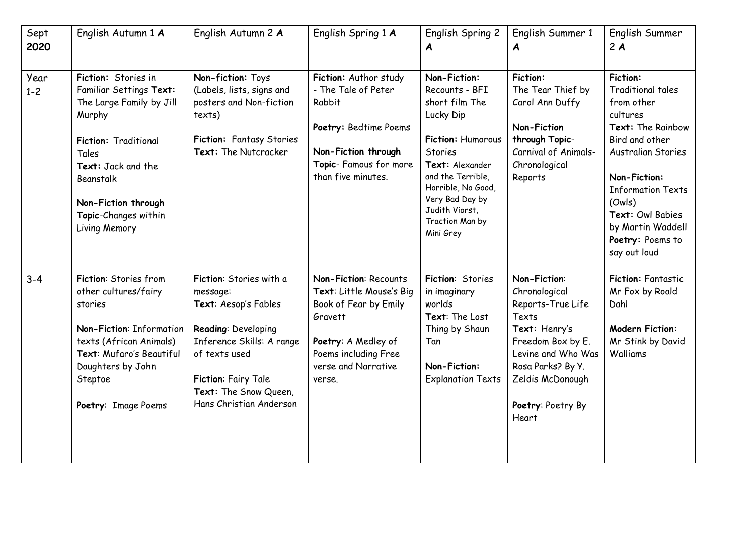| Sept **2020** | English Autumn 1 ***A*** | English Autumn 2 ***A*** | English Spring 1 ***A*** | English Spring 2 ***A*** | English Summer 1 ***A*** | English Summer 2 ***A*** |
|---|---|---|---|---|---|---|
| Year 1-2 | **Fiction:** Stories in Familiar Settings **Text:** The Large Family by Jill Murphy<br><br>**Fiction:** Traditional Tales<br>**Text:** Jack and the Beanstalk<br><br>**Non-Fiction through Topic**-Changes within Living Memory | **Non-fiction:** Toys (Labels, lists, signs and posters and Non-fiction texts)<br><br>**Fiction:** Fantasy Stories<br>**Text:** The Nutcracker | **Fiction:** Author study - The Tale of Peter Rabbit<br><br>**Poetry:** Bedtime Poems<br><br>**Non-Fiction through Topic**- Famous for more than five minutes. | **Non-Fiction:** Recounts - BFI short film The Lucky Dip<br><br>**Fiction:** Humorous Stories<br>**Text:** Alexander and the Terrible, Horrible, No Good, Very Bad Day by Judith Viorst, Traction Man by Mini Grey | **Fiction:**<br>The Tear Thief by Carol Ann Duffy<br><br>**Non-Fiction through Topic**- Carnival of Animals- Chronological Reports | **Fiction:**<br>Traditional tales from other cultures<br>**Text:** The Rainbow Bird and other Australian Stories<br><br>**Non-Fiction:**<br>Information Texts (Owls)<br>**Text:** Owl Babies by Martin Waddell<br>**Poetry:** Poems to say out loud |
| 3-4 | **Fiction**: Stories from other cultures/fairy stories<br><br>**Non-Fiction**: Information texts (African Animals)<br>**Text**: Mufaro's Beautiful Daughters by John Steptoe<br><br>**Poetry**: Image Poems | **Fiction**: Stories with a message:<br>**Text**: Aesop's Fables<br><br>**Reading**: Developing Inference Skills: A range of texts used<br><br>**Fiction**: Fairy Tale<br>**Text:** The Snow Queen, Hans Christian Anderson | **Non-Fiction**: Recounts<br>**Text**: Little Mouse's Big Book of Fear by Emily Gravett<br><br>**Poetry**: A Medley of Poems including Free verse and Narrative verse. | **Fiction**: Stories in imaginary worlds<br>**Text**: The Lost Thing by Shaun Tan<br><br>**Non-Fiction:**<br>Explanation Texts | **Non-Fiction**:<br>Chronological Reports-True Life Texts<br>**Text**: Henry's Freedom Box by E. Levine and Who Was Rosa Parks? By Y. Zeldis McDonough<br><br>**Poetry**: Poetry By Heart | **Fiction:** Fantastic Mr Fox by Roald Dahl<br><br>**Modern Fiction:**<br>Mr Stink by David Walliams |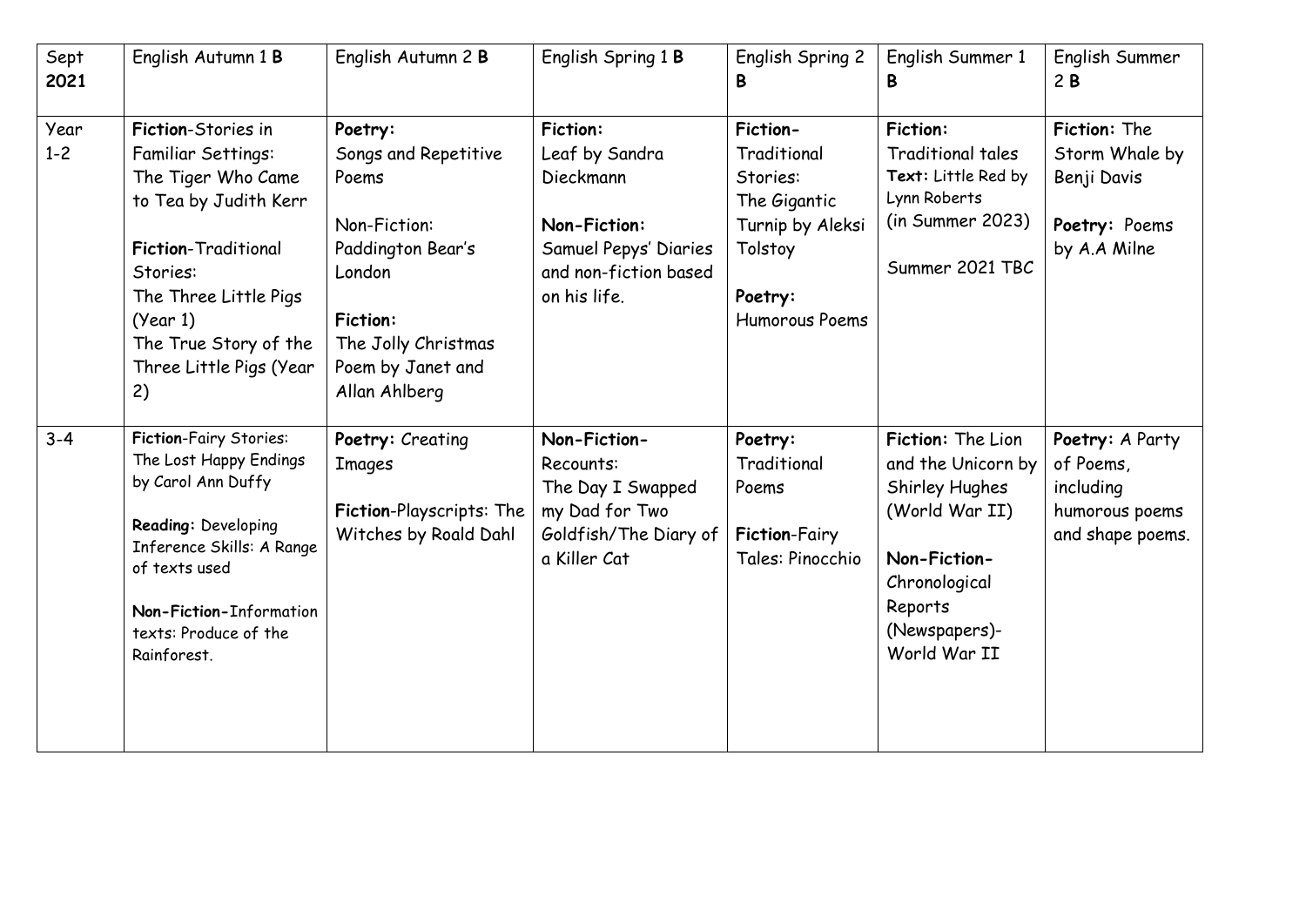| Sept **2021** | English Autumn 1 **B** | English Autumn 2 **B** | English Spring 1 **B** | English Spring 2 **B** | English Summer 1 **B** | English Summer 2 **B** |
|---|---|---|---|---|---|---|
| Year 1-2 | **Fiction**-Stories in Familiar Settings: The Tiger Who Came to Tea by Judith Kerr<br><br>**Fiction**-Traditional Stories: The Three Little Pigs (Year 1) The True Story of the Three Little Pigs (Year 2) | **Poetry:** Songs and Repetitive Poems<br><br>Non-Fiction: Paddington Bear's London<br><br>**Fiction:** The Jolly Christmas Poem by Janet and Allan Ahlberg | **Fiction:** Leaf by Sandra Dieckmann<br><br>**Non-Fiction:** Samuel Pepys' Diaries and non-fiction based on his life. | **Fiction-** Traditional Stories: The Gigantic Turnip by Aleksi Tolstoy<br><br>**Poetry:** Humorous Poems | **Fiction:** Traditional tales **Text:** Little Red by Lynn Roberts (in Summer 2023)<br><br>Summer 2021 TBC | **Fiction:** The Storm Whale by Benji Davis<br><br>**Poetry:** Poems by A.A Milne |
| 3-4 | **Fiction**-Fairy Stories: The Lost Happy Endings by Carol Ann Duffy<br><br>**Reading:** Developing Inference Skills: A Range of texts used<br><br>**Non-Fiction-**Information texts: Produce of the Rainforest. | **Poetry:** Creating Images<br><br>**Fiction**-Playscripts: The Witches by Roald Dahl | **Non-Fiction-** Recounts: The Day I Swapped my Dad for Two Goldfish/The Diary of a Killer Cat | **Poetry:** Traditional Poems<br><br>**Fiction**-Fairy Tales: Pinocchio | **Fiction:** The Lion and the Unicorn by Shirley Hughes (World War II)<br><br>**Non-Fiction-** Chronological Reports (Newspapers)- World War II | **Poetry:** A Party of Poems, including humorous poems and shape poems. |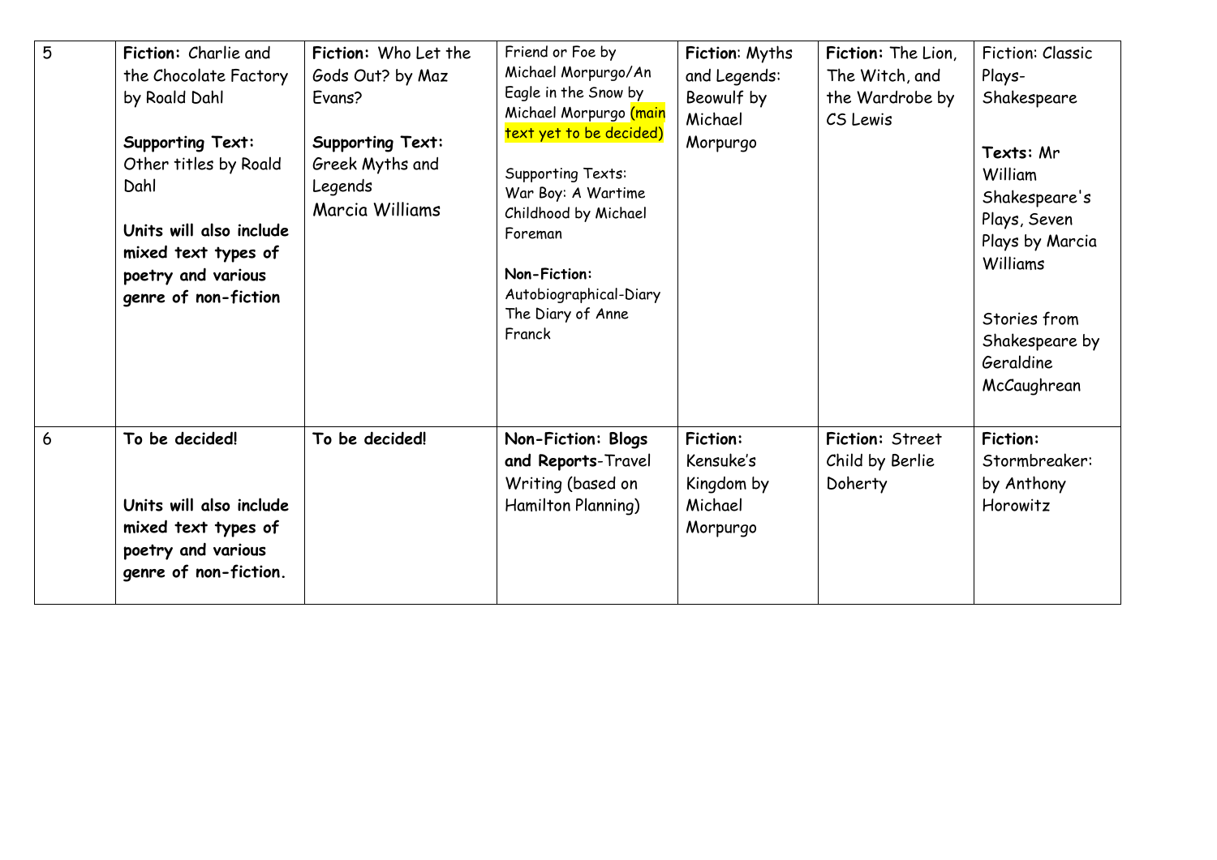| | | | | | | |
|---|---|---|---|---|---|---|
| 5 | **Fiction:** Charlie and the Chocolate Factory by Roald Dahl<br><br>**Supporting Text:** Other titles by Roald Dahl<br><br>**Units will also include mixed text types of poetry and various genre of non-fiction** | **Fiction:** Who Let the Gods Out? by Maz Evans?<br><br>**Supporting Text:** Greek Myths and Legends Marcia Williams | Friend or Foe by Michael Morpurgo/An Eagle in the Snow by Michael Morpurgo (main text yet to be decided)<br><br>Supporting Texts: War Boy: A Wartime Childhood by Michael Foreman<br><br>**Non-Fiction:** Autobiographical-Diary The Diary of Anne Franck | **Fiction**: Myths and Legends: Beowulf by Michael Morpurgo | **Fiction:** The Lion, The Witch, and the Wardrobe by CS Lewis | Fiction: Classic Plays- Shakespeare<br><br>**Texts:** Mr William Shakespeare's Plays, Seven Plays by Marcia Williams<br><br>Stories from Shakespeare by Geraldine McCaughrean |
| 6 | **To be decided!**<br><br>**Units will also include mixed text types of poetry and various genre of non-fiction.** | **To be decided!** | **Non-Fiction: Blogs and Reports**-Travel Writing (based on Hamilton Planning) | **Fiction:** Kensuke's Kingdom by Michael Morpurgo | **Fiction:** Street Child by Berlie Doherty | **Fiction:** Stormbreaker: by Anthony Horowitz |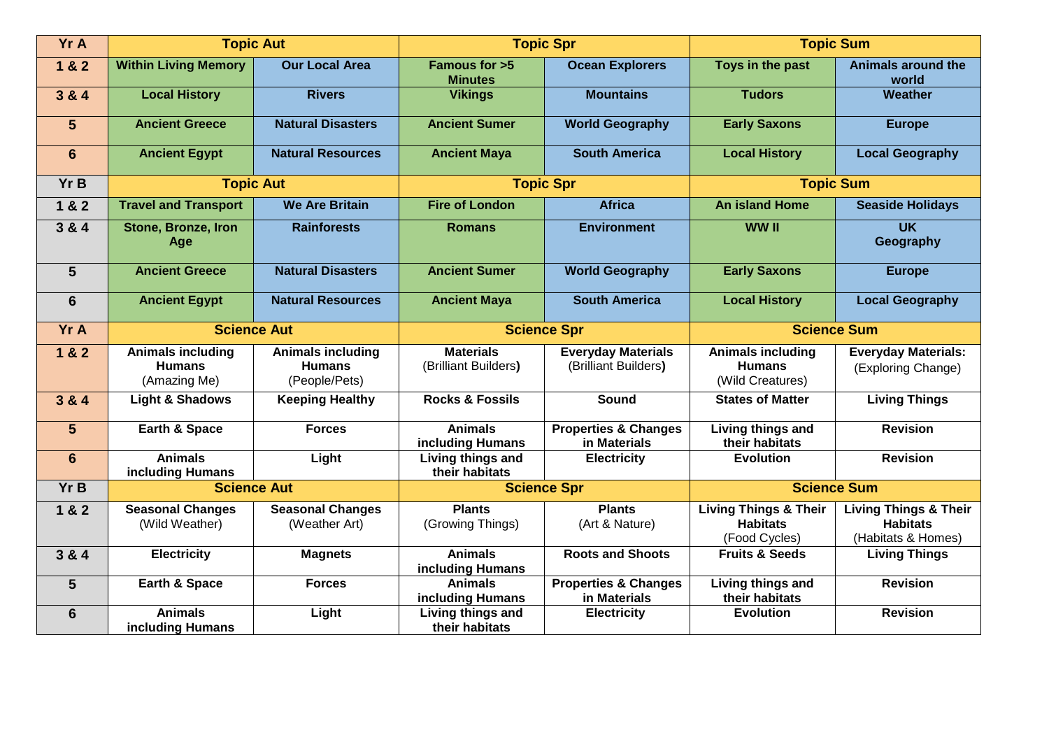| Yr A | Topic Aut | | Topic Spr | | Topic Sum | |
|---|---|---|---|---|---|---|
| 1 & 2 | Within Living Memory | Our Local Area | Famous for >5 Minutes | Ocean Explorers | Toys in the past | Animals around the world |
| 3 & 4 | Local History | Rivers | Vikings | Mountains | Tudors | Weather |
| 5 | Ancient Greece | Natural Disasters | Ancient Sumer | World Geography | Early Saxons | Europe |
| 6 | Ancient Egypt | Natural Resources | Ancient Maya | South America | Local History | Local Geography |
| **Yr B** | **Topic Aut** | | **Topic Spr** | | **Topic Sum** | |
| 1 & 2 | Travel and Transport | We Are Britain | Fire of London | Africa | An island Home | Seaside Holidays |
| 3 & 4 | Stone, Bronze, Iron Age | Rainforests | Romans | Environment | WW II | UK Geography |
| 5 | Ancient Greece | Natural Disasters | Ancient Sumer | World Geography | Early Saxons | Europe |
| 6 | Ancient Egypt | Natural Resources | Ancient Maya | South America | Local History | Local Geography |
| **Yr A** | **Science Aut** | | **Science Spr** | | **Science Sum** | |
| 1 & 2 | **Animals including Humans** (Amazing Me) | **Animals including Humans** (People/Pets) | **Materials** (Brilliant Builders) | **Everyday Materials** (Brilliant Builders) | **Animals including Humans** (Wild Creatures) | **Everyday Materials:** (Exploring Change) |
| 3 & 4 | Light & Shadows | Keeping Healthy | Rocks & Fossils | Sound | States of Matter | Living Things |
| 5 | Earth & Space | Forces | Animals including Humans | Properties & Changes in Materials | Living things and their habitats | Revision |
| 6 | Animals including Humans | Light | Living things and their habitats | Electricity | Evolution | Revision |
| **Yr B** | **Science Aut** | | **Science Spr** | | **Science Sum** | |
| 1 & 2 | **Seasonal Changes** (Wild Weather) | **Seasonal Changes** (Weather Art) | **Plants** (Growing Things) | **Plants** (Art & Nature) | **Living Things & Their Habitats** (Food Cycles) | **Living Things & Their Habitats** (Habitats & Homes) |
| 3 & 4 | Electricity | Magnets | Animals including Humans | Roots and Shoots | Fruits & Seeds | Living Things |
| 5 | Earth & Space | Forces | Animals including Humans | Properties & Changes in Materials | Living things and their habitats | Revision |
| 6 | Animals including Humans | Light | Living things and their habitats | Electricity | Evolution | Revision |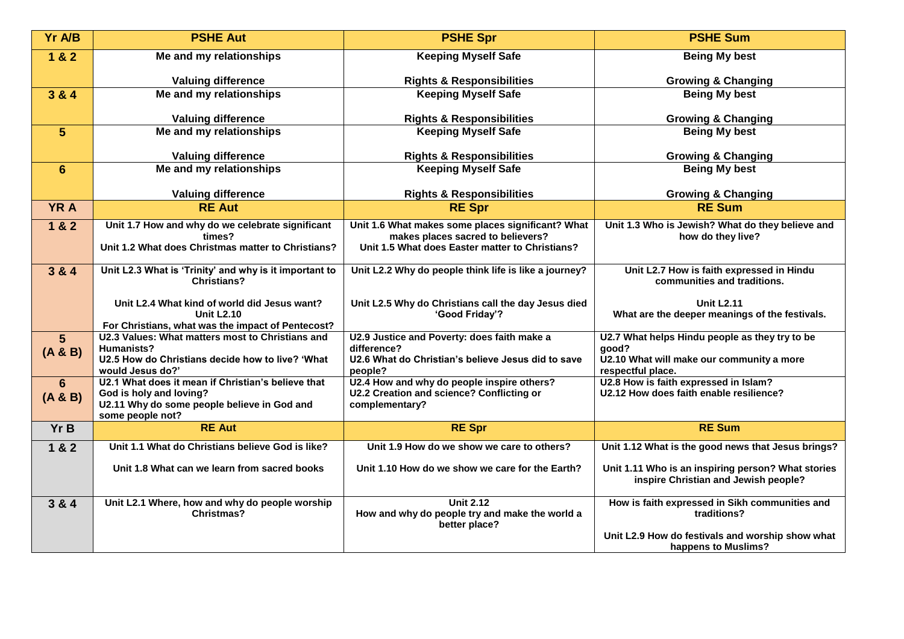| Yr A/B | PSHE Aut | PSHE Spr | PSHE Sum |
| --- | --- | --- | --- |
| **1 & 2** | **Me and my relationships**<br><br>**Valuing difference** | **Keeping Myself Safe**<br><br>**Rights & Responsibilities** | **Being My best**<br><br>**Growing & Changing** |
| **3 & 4** | **Me and my relationships**<br><br>**Valuing difference** | **Keeping Myself Safe**<br><br>**Rights & Responsibilities** | **Being My best**<br><br>**Growing & Changing** |
| **5** | **Me and my relationships**<br><br>**Valuing difference** | **Keeping Myself Safe**<br><br>**Rights & Responsibilities** | **Being My best**<br><br>**Growing & Changing** |
| **6** | **Me and my relationships**<br><br>**Valuing difference** | **Keeping Myself Safe**<br><br>**Rights & Responsibilities** | **Being My best**<br><br>**Growing & Changing** |
| **YR A** | **RE Aut** | **RE Spr** | **RE Sum** |
| **1 & 2** | **Unit 1.7 How and why do we celebrate significant times?**<br>**Unit 1.2 What does Christmas matter to Christians?** | **Unit 1.6 What makes some places significant? What makes places sacred to believers?**<br>**Unit 1.5 What does Easter matter to Christians?** | **Unit 1.3 Who is Jewish? What do they believe and how do they live?** |
| **3 & 4** | **Unit L2.3 What is 'Trinity' and why is it important to Christians?**<br><br>**Unit L2.4 What kind of world did Jesus want?**<br>**Unit L2.10**<br>**For Christians, what was the impact of Pentecost?** | **Unit L2.2 Why do people think life is like a journey?**<br><br>**Unit L2.5 Why do Christians call the day Jesus died 'Good Friday'?** | **Unit L2.7 How is faith expressed in Hindu communities and traditions.**<br><br>**Unit L2.11**<br>**What are the deeper meanings of the festivals.** |
| **5 (A & B)** | **U2.3 Values: What matters most to Christians and Humanists?**<br>**U2.5 How do Christians decide how to live? 'What would Jesus do?'** | **U2.9 Justice and Poverty: does faith make a difference?**<br>**U2.6 What do Christian's believe Jesus did to save people?** | **U2.7 What helps Hindu people as they try to be good?**<br>**U2.10 What will make our community a more respectful place.** |
| **6 (A & B)** | **U2.1 What does it mean if Christian's believe that God is holy and loving?**<br>**U2.11 Why do some people believe in God and some people not?** | **U2.4 How and why do people inspire others?**<br>**U2.2 Creation and science? Conflicting or complementary?** | **U2.8 How is faith expressed in Islam?**<br>**U2.12 How does faith enable resilience?** |
| **Yr B** | **RE Aut** | **RE Spr** | **RE Sum** |
| **1 & 2** | **Unit 1.1 What do Christians believe God is like?**<br><br>**Unit 1.8 What can we learn from sacred books** | **Unit 1.9 How do we show we care to others?**<br><br>**Unit 1.10 How do we show we care for the Earth?** | **Unit 1.12 What is the good news that Jesus brings?**<br><br>**Unit 1.11 Who is an inspiring person? What stories inspire Christian and Jewish people?** |
| **3 & 4** | **Unit L2.1 Where, how and why do people worship Christmas?** | **Unit 2.12**<br>**How and why do people try and make the world a better place?** | **How is faith expressed in Sikh communities and traditions?**<br><br>**Unit L2.9 How do festivals and worship show what happens to Muslims?** |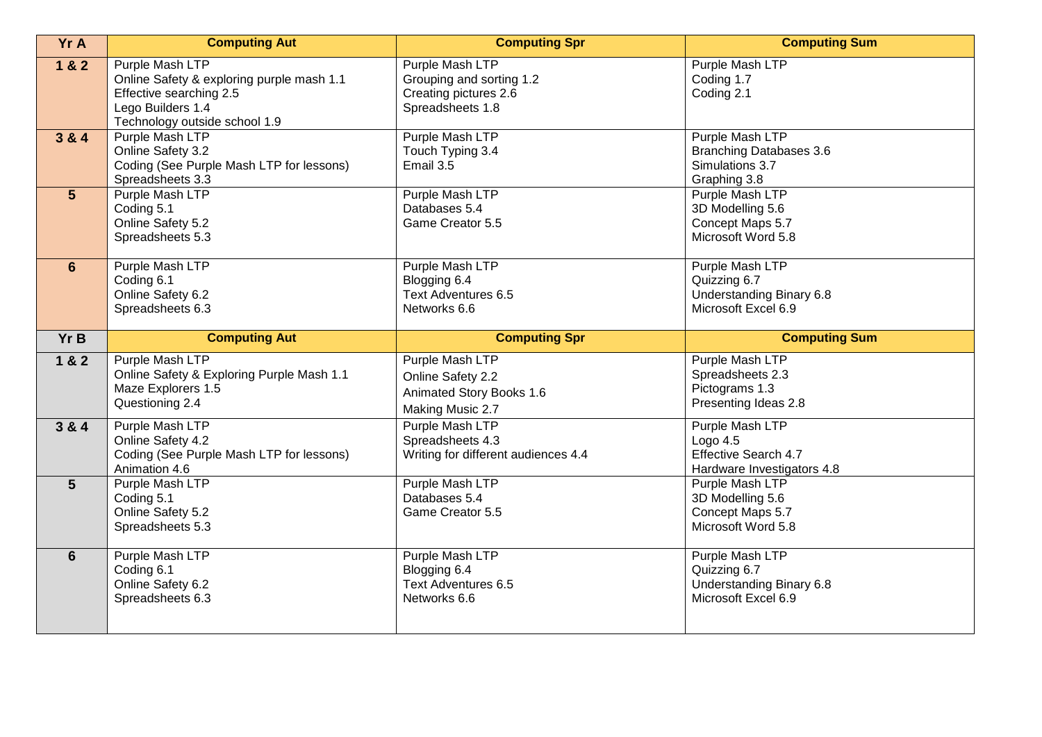| Yr A | Computing Aut | Computing Spr | Computing Sum |
|---|---|---|---|
| 1 & 2 | Purple Mash LTP<br>Online Safety & exploring purple mash 1.1<br>Effective searching 2.5<br>Lego Builders 1.4<br>Technology outside school 1.9 | Purple Mash LTP<br>Grouping and sorting 1.2<br>Creating pictures 2.6<br>Spreadsheets 1.8 | Purple Mash LTP<br>Coding 1.7<br>Coding 2.1 |
| 3 & 4 | Purple Mash LTP<br>Online Safety 3.2<br>Coding (See Purple Mash LTP for lessons)<br>Spreadsheets 3.3 | Purple Mash LTP<br>Touch Typing 3.4<br>Email 3.5 | Purple Mash LTP<br>Branching Databases 3.6<br>Simulations 3.7<br>Graphing 3.8 |
| 5 | Purple Mash LTP<br>Coding 5.1<br>Online Safety 5.2<br>Spreadsheets 5.3 | Purple Mash LTP<br>Databases 5.4<br>Game Creator 5.5 | Purple Mash LTP<br>3D Modelling 5.6<br>Concept Maps 5.7<br>Microsoft Word 5.8 |
| 6 | Purple Mash LTP<br>Coding 6.1<br>Online Safety 6.2<br>Spreadsheets 6.3 | Purple Mash LTP<br>Blogging 6.4<br>Text Adventures 6.5<br>Networks 6.6 | Purple Mash LTP<br>Quizzing 6.7<br>Understanding Binary 6.8<br>Microsoft Excel 6.9 |
| **Yr B** | **Computing Aut** | **Computing Spr** | **Computing Sum** |
| 1 & 2 | Purple Mash LTP<br>Online Safety & Exploring Purple Mash 1.1<br>Maze Explorers 1.5<br>Questioning 2.4 | Purple Mash LTP<br>Online Safety 2.2<br>Animated Story Books 1.6<br>Making Music 2.7 | Purple Mash LTP<br>Spreadsheets 2.3<br>Pictograms 1.3<br>Presenting Ideas 2.8 |
| 3 & 4 | Purple Mash LTP<br>Online Safety 4.2<br>Coding (See Purple Mash LTP for lessons)<br>Animation 4.6 | Purple Mash LTP<br>Spreadsheets 4.3<br>Writing for different audiences 4.4 | Purple Mash LTP<br>Logo 4.5<br>Effective Search 4.7<br>Hardware Investigators 4.8 |
| 5 | Purple Mash LTP<br>Coding 5.1<br>Online Safety 5.2<br>Spreadsheets 5.3 | Purple Mash LTP<br>Databases 5.4<br>Game Creator 5.5 | Purple Mash LTP<br>3D Modelling 5.6<br>Concept Maps 5.7<br>Microsoft Word 5.8 |
| 6 | Purple Mash LTP<br>Coding 6.1<br>Online Safety 6.2<br>Spreadsheets 6.3 | Purple Mash LTP<br>Blogging 6.4<br>Text Adventures 6.5<br>Networks 6.6 | Purple Mash LTP<br>Quizzing 6.7<br>Understanding Binary 6.8<br>Microsoft Excel 6.9 |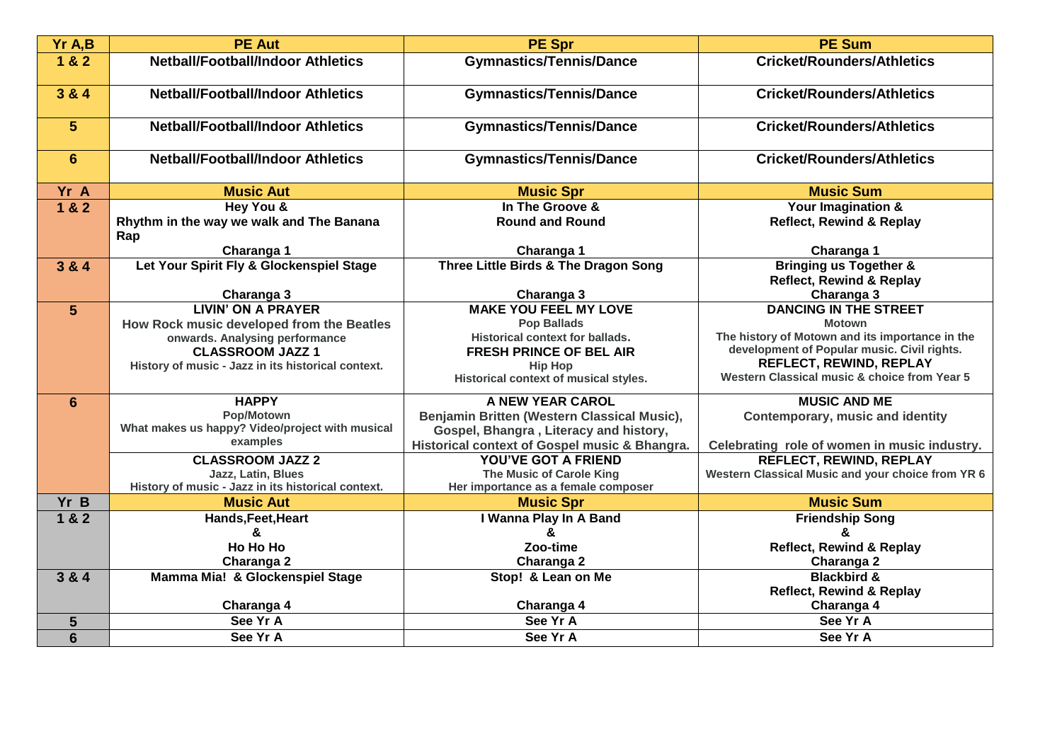| Yr A,B | PE Aut | PE Spr | PE Sum |
|---|---|---|---|
| 1 & 2 | Netball/Football/Indoor Athletics | Gymnastics/Tennis/Dance | Cricket/Rounders/Athletics |
| 3 & 4 | Netball/Football/Indoor Athletics | Gymnastics/Tennis/Dance | Cricket/Rounders/Athletics |
| 5 | Netball/Football/Indoor Athletics | Gymnastics/Tennis/Dance | Cricket/Rounders/Athletics |
| 6 | Netball/Football/Indoor Athletics | Gymnastics/Tennis/Dance | Cricket/Rounders/Athletics |
| **Yr A** | **Music Aut** | **Music Spr** | **Music Sum** |
| 1 & 2 | Hey You & Rhythm in the way we walk and The Banana Rap<br>Charanga 1 | In The Groove & Round and Round<br>Charanga 1 | Your Imagination & Reflect, Rewind & Replay<br>Charanga 1 |
| 3 & 4 | Let Your Spirit Fly & Glockenspiel Stage<br>Charanga 3 | Three Little Birds & The Dragon Song<br>Charanga 3 | Bringing us Together & Reflect, Rewind & Replay<br>Charanga 3 |
| 5 | LIVIN' ON A PRAYER<br>How Rock music developed from the Beatles onwards. Analysing performance<br>CLASSROOM JAZZ 1<br>History of music - Jazz in its historical context. | MAKE YOU FEEL MY LOVE<br>Pop Ballads<br>Historical context for ballads.<br>FRESH PRINCE OF BEL AIR<br>Hip Hop<br>Historical context of musical styles. | DANCING IN THE STREET<br>Motown<br>The history of Motown and its importance in the development of Popular music. Civil rights.<br>REFLECT, REWIND, REPLAY<br>Western Classical music & choice from Year 5 |
| 6 | HAPPY<br>Pop/Motown<br>What makes us happy? Video/project with musical examples | A NEW YEAR CAROL<br>Benjamin Britten (Western Classical Music), Gospel, Bhangra , Literacy and history, Historical context of Gospel music & Bhangra. | MUSIC AND ME<br>Contemporary, music and identity<br>Celebrating role of women in music industry. |
| | CLASSROOM JAZZ 2<br>Jazz, Latin, Blues<br>History of music - Jazz in its historical context. | YOU'VE GOT A FRIEND<br>The Music of Carole King<br>Her importance as a female composer | REFLECT, REWIND, REPLAY<br>Western Classical Music and your choice from YR 6 |
| **Yr B** | **Music Aut** | **Music Spr** | **Music Sum** |
| 1 & 2 | Hands,Feet,Heart<br>&<br>Ho Ho Ho<br>Charanga 2 | I Wanna Play In A Band<br>&<br>Zoo-time<br>Charanga 2 | Friendship Song<br>&<br>Reflect, Rewind & Replay<br>Charanga 2 |
| 3 & 4 | Mamma Mia! & Glockenspiel Stage<br>Charanga 4 | Stop! & Lean on Me<br>Charanga 4 | Blackbird & Reflect, Rewind & Replay<br>Charanga 4 |
| 5 | See Yr A | See Yr A | See Yr A |
| 6 | See Yr A | See Yr A | See Yr A |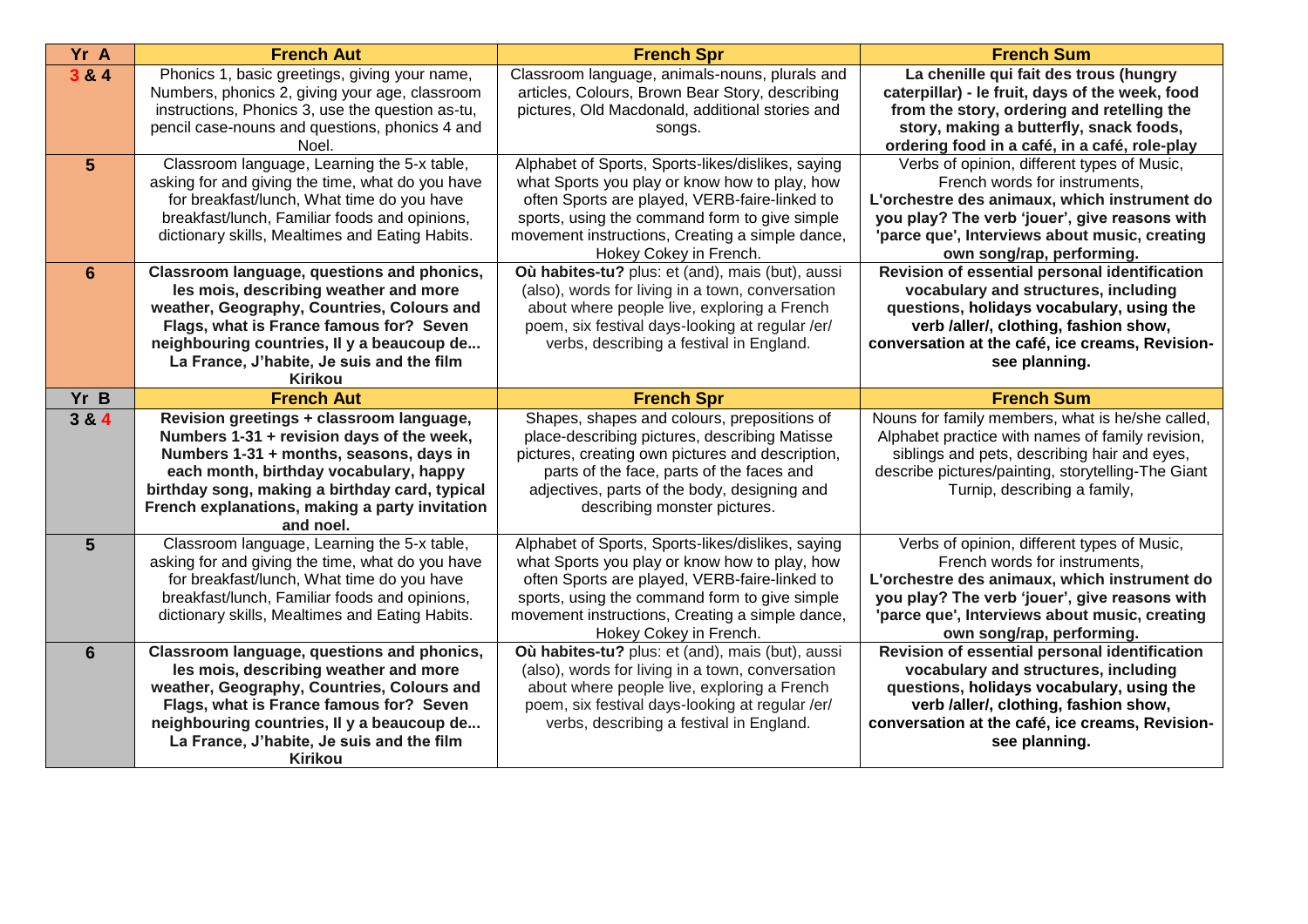| Yr A | French Aut | French Spr | French Sum |
|---|---|---|---|
| 3 & 4 | Phonics 1, basic greetings, giving your name, Numbers, phonics 2, giving your age, classroom instructions, Phonics 3, use the question as-tu, pencil case-nouns and questions, phonics 4 and Noel. | Classroom language, animals-nouns, plurals and articles, Colours, Brown Bear Story, describing pictures, Old Macdonald, additional stories and songs. | **La chenille qui fait des trous (hungry caterpillar) - le fruit, days of the week, food from the story, ordering and retelling the story, making a butterfly, snack foods, ordering food in a café, in a café, role-play** |
| 5 | Classroom language, Learning the 5-x table, asking for and giving the time, what do you have for breakfast/lunch, What time do you have breakfast/lunch, Familiar foods and opinions, dictionary skills, Mealtimes and Eating Habits. | Alphabet of Sports, Sports-likes/dislikes, saying what Sports you play or know how to play, how often Sports are played, VERB-faire-linked to sports, using the command form to give simple movement instructions, Creating a simple dance, Hokey Cokey in French. | Verbs of opinion, different types of Music, French words for instruments, **L'orchestre des animaux, which instrument do you play? The verb 'jouer', give reasons with 'parce que', Interviews about music, creating own song/rap, performing.** |
| 6 | **Classroom language, questions and phonics, les mois, describing weather and more weather, Geography, Countries, Colours and Flags, what is France famous for? Seven neighbouring countries, Il y a beaucoup de... La France, J'habite, Je suis and the film Kirikou** | **Où habites-tu?** plus: et (and), mais (but), aussi (also), words for living in a town, conversation about where people live, exploring a French poem, six festival days-looking at regular /er/ verbs, describing a festival in England. | **Revision of essential personal identification vocabulary and structures, including questions, holidays vocabulary, using the verb /aller/, clothing, fashion show, conversation at the café, ice creams, Revision-see planning.** |
| **Yr B** | **French Aut** | **French Spr** | **French Sum** |
| 3 & 4 | **Revision greetings + classroom language, Numbers 1-31 + revision days of the week, Numbers 1-31 + months, seasons, days in each month, birthday vocabulary, happy birthday song, making a birthday card, typical French explanations, making a party invitation and noel.** | Shapes, shapes and colours, prepositions of place-describing pictures, describing Matisse pictures, creating own pictures and description, parts of the face, parts of the faces and adjectives, parts of the body, designing and describing monster pictures. | Nouns for family members, what is he/she called, Alphabet practice with names of family revision, siblings and pets, describing hair and eyes, describe pictures/painting, storytelling-The Giant Turnip, describing a family, |
| 5 | Classroom language, Learning the 5-x table, asking for and giving the time, what do you have for breakfast/lunch, What time do you have breakfast/lunch, Familiar foods and opinions, dictionary skills, Mealtimes and Eating Habits. | Alphabet of Sports, Sports-likes/dislikes, saying what Sports you play or know how to play, how often Sports are played, VERB-faire-linked to sports, using the command form to give simple movement instructions, Creating a simple dance, Hokey Cokey in French. | Verbs of opinion, different types of Music, French words for instruments, **L'orchestre des animaux, which instrument do you play? The verb 'jouer', give reasons with 'parce que', Interviews about music, creating own song/rap, performing.** |
| 6 | **Classroom language, questions and phonics, les mois, describing weather and more weather, Geography, Countries, Colours and Flags, what is France famous for? Seven neighbouring countries, Il y a beaucoup de... La France, J'habite, Je suis and the film Kirikou** | **Où habites-tu?** plus: et (and), mais (but), aussi (also), words for living in a town, conversation about where people live, exploring a French poem, six festival days-looking at regular /er/ verbs, describing a festival in England. | **Revision of essential personal identification vocabulary and structures, including questions, holidays vocabulary, using the verb /aller/, clothing, fashion show, conversation at the café, ice creams, Revision-see planning.** |